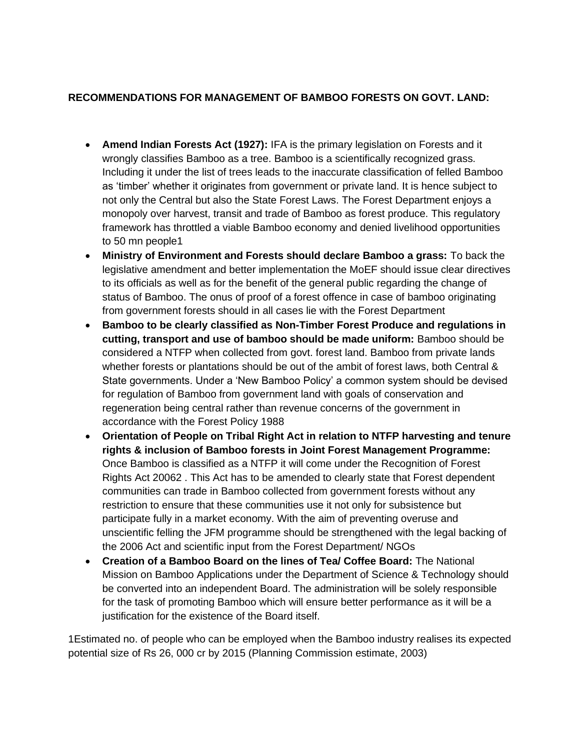**RECOMMENDATIONS FOR MANAGEMENT OF BAMBOO FORESTS ON GOVT. LAND:**

- **Amend Indian Forests Act (1927):** IFA is the primary legislation on Forests and it wrongly classifies Bamboo as a tree. Bamboo is a scientifically recognized grass. Including it under the list of trees leads to the inaccurate classification of felled Bamboo as 'timber' whether it originates from government or private land. It is hence subject to not only the Central but also the State Forest Laws. The Forest Department enjoys a monopoly over harvest, transit and trade of Bamboo as forest produce. This regulatory framework has throttled a viable Bamboo economy and denied livelihood opportunities to 50 mn people[1]
- **Ministry of Environment and Forests should declare Bamboo a grass:** To back the legislative amendment and better implementation the MoEF should issue clear directives to its officials as well as for the benefit of the general public regarding the change of status of Bamboo. The onus of proof of a forest offence in case of bamboo originating from government forests should in all cases lie with the Forest Department
- **Bamboo to be clearly classified as Non-Timber Forest Produce and regulations in cutting, transport and use of bamboo should be made uniform:** Bamboo should be considered a NTFP when collected from govt. forest land. Bamboo from private lands whether forests or plantations should be out of the ambit of forest laws, both Central & State governments. Under a 'New Bamboo Policy' a common system should be devised for regulation of Bamboo from government land with goals of conservation and regeneration being central rather than revenue concerns of the government in accordance with the Forest Policy 1988
- **Orientation of People on Tribal Right Act in relation to NTFP harvesting and tenure rights & inclusion of Bamboo forests in Joint Forest Management Programme:** Once Bamboo is classified as a NTFP it will come under the Recognition of Forest Rights Act 2006[2] . This Act has to be amended to clearly state that Forest dependent communities can trade in Bamboo collected from government forests without any restriction to ensure that these communities use it not only for subsistence but participate fully in a market economy. With the aim of preventing overuse and unscientific felling the JFM programme should be strengthened with the legal backing of the 2006 Act and scientific input from the Forest Department/ NGOs
- **Creation of a Bamboo Board on the lines of Tea/ Coffee Board:** The National Mission on Bamboo Applications under the Department of Science & Technology should be converted into an independent Board. The administration will be solely responsible for the task of promoting Bamboo which will ensure better performance as it will be a justification for the existence of the Board itself.

[1]Estimated no. of people who can be employed when the Bamboo industry realises its expected potential size of Rs 26, 000 cr by 2015 (Planning Commission estimate, 2003)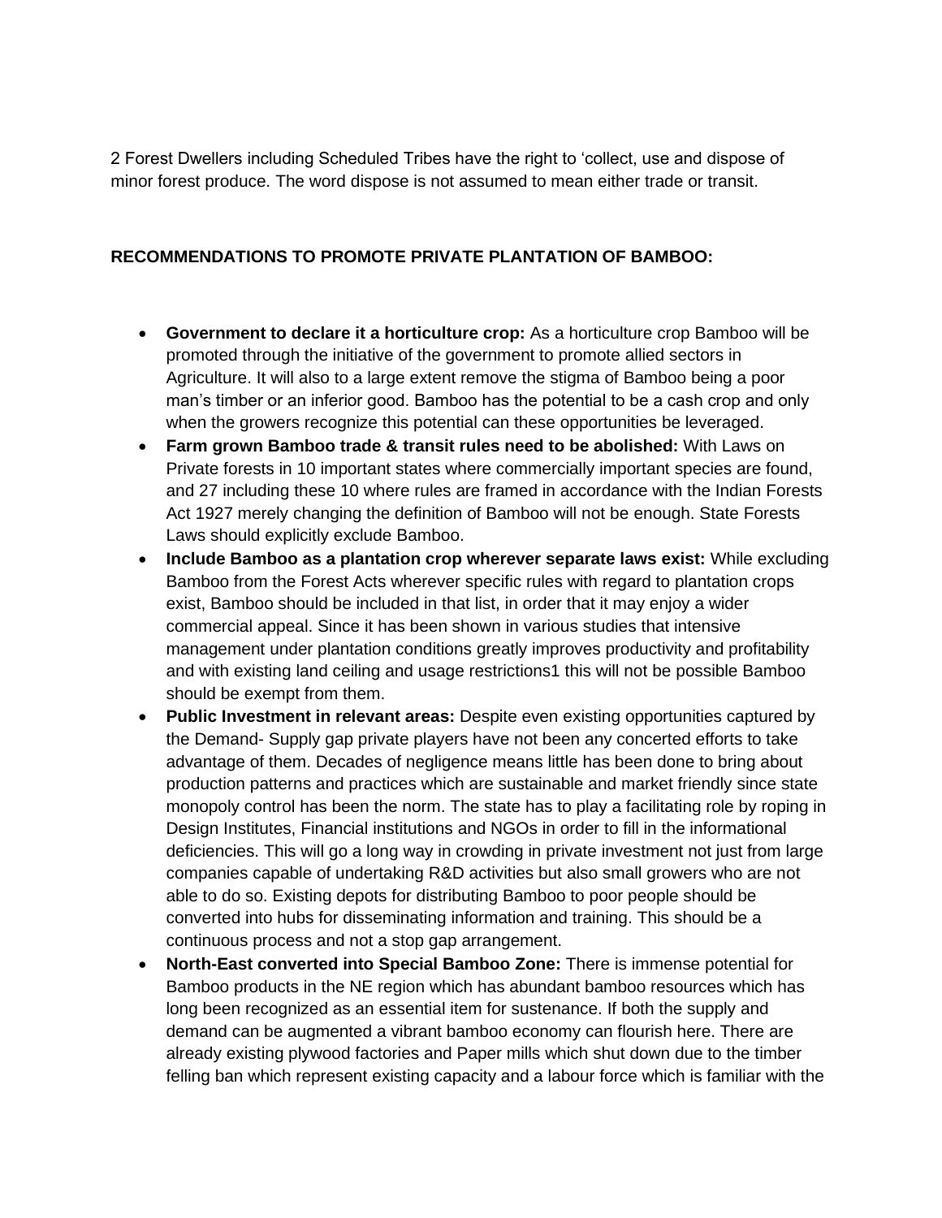2 Forest Dwellers including Scheduled Tribes have the right to 'collect, use and dispose of minor forest produce. The word dispose is not assumed to mean either trade or transit.

**RECOMMENDATIONS TO PROMOTE PRIVATE PLANTATION OF BAMBOO:**

- **Government to declare it a horticulture crop:** As a horticulture crop Bamboo will be promoted through the initiative of the government to promote allied sectors in Agriculture. It will also to a large extent remove the stigma of Bamboo being a poor man's timber or an inferior good. Bamboo has the potential to be a cash crop and only when the growers recognize this potential can these opportunities be leveraged.
- **Farm grown Bamboo trade & transit rules need to be abolished:** With Laws on Private forests in 10 important states where commercially important species are found, and 27 including these 10 where rules are framed in accordance with the Indian Forests Act 1927 merely changing the definition of Bamboo will not be enough. State Forests Laws should explicitly exclude Bamboo.
- **Include Bamboo as a plantation crop wherever separate laws exist:** While excluding Bamboo from the Forest Acts wherever specific rules with regard to plantation crops exist, Bamboo should be included in that list, in order that it may enjoy a wider commercial appeal. Since it has been shown in various studies that intensive management under plantation conditions greatly improves productivity and profitability and with existing land ceiling and usage restrictions1 this will not be possible Bamboo should be exempt from them.
- **Public Investment in relevant areas:** Despite even existing opportunities captured by the Demand- Supply gap private players have not been any concerted efforts to take advantage of them. Decades of negligence means little has been done to bring about production patterns and practices which are sustainable and market friendly since state monopoly control has been the norm. The state has to play a facilitating role by roping in Design Institutes, Financial institutions and NGOs in order to fill in the informational deficiencies. This will go a long way in crowding in private investment not just from large companies capable of undertaking R&D activities but also small growers who are not able to do so. Existing depots for distributing Bamboo to poor people should be converted into hubs for disseminating information and training. This should be a continuous process and not a stop gap arrangement.
- **North-East converted into Special Bamboo Zone:** There is immense potential for Bamboo products in the NE region which has abundant bamboo resources which has long been recognized as an essential item for sustenance. If both the supply and demand can be augmented a vibrant bamboo economy can flourish here. There are already existing plywood factories and Paper mills which shut down due to the timber felling ban which represent existing capacity and a labour force which is familiar with the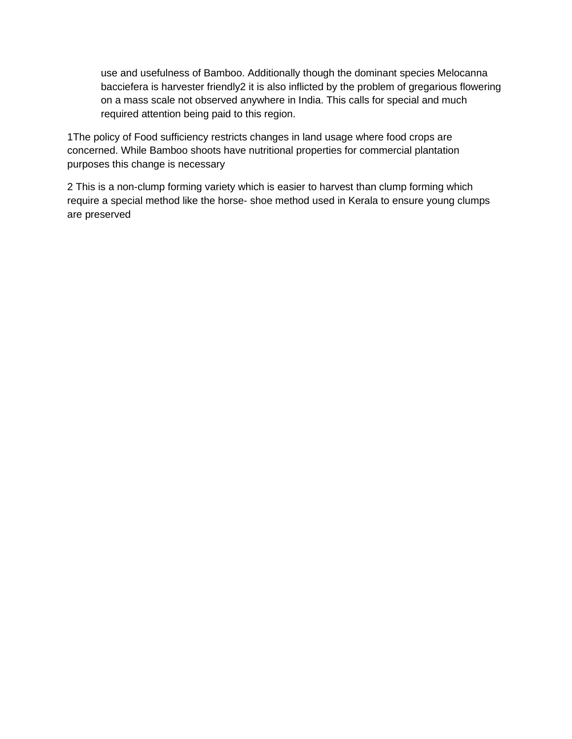use and usefulness of Bamboo. Additionally though the dominant species Melocanna bacciefera is harvester friendly[2] it is also inflicted by the problem of gregarious flowering on a mass scale not observed anywhere in India. This calls for special and much required attention being paid to this region.

[1]The policy of Food sufficiency restricts changes in land usage where food crops are concerned. While Bamboo shoots have nutritional properties for commercial plantation purposes this change is necessary

[2] This is a non-clump forming variety which is easier to harvest than clump forming which require a special method like the horse- shoe method used in Kerala to ensure young clumps are preserved